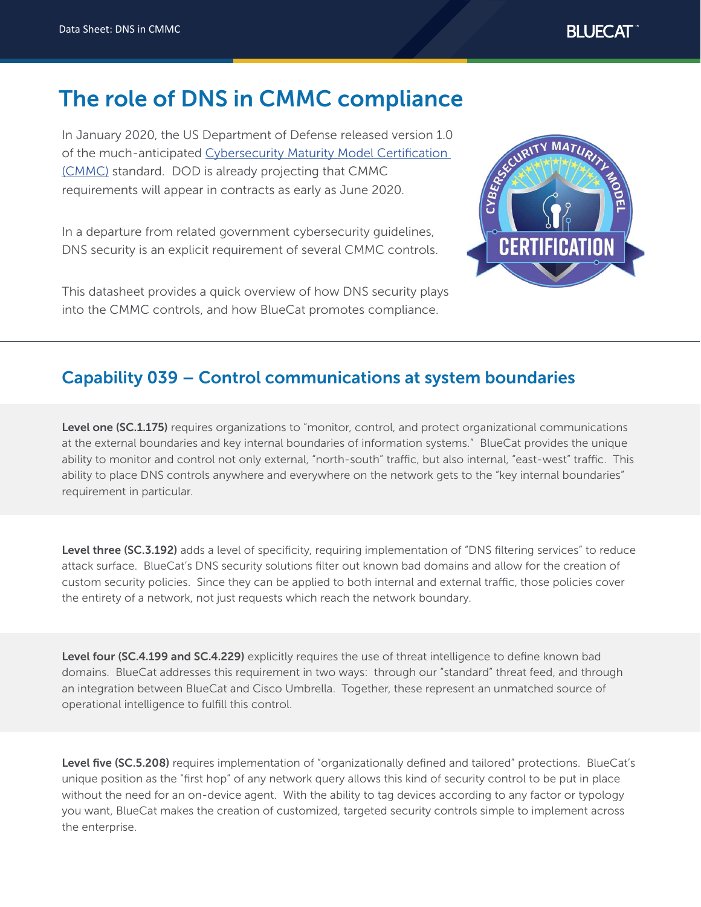# The role of DNS in CMMC compliance

In January 2020, the US Department of Defense released version 1.0 of the much-anticipated [Cybersecurity Maturity Model Certification (CMMC)]() standard. DOD is already projecting that CMMC requirements will appear in contracts as early as June 2020.

In a departure from related government cybersecurity guidelines, DNS security is an explicit requirement of several CMMC controls.

This datasheet provides a quick overview of how DNS security plays into the CMMC controls, and how BlueCat promotes compliance.

## Capability 039 – Control communications at system boundaries

**Level one (SC.1.175)** requires organizations to "monitor, control, and protect organizational communications at the external boundaries and key internal boundaries of information systems." BlueCat provides the unique ability to monitor and control not only external, "north-south" traffic, but also internal, "east-west" traffic. This ability to place DNS controls anywhere and everywhere on the network gets to the "key internal boundaries" requirement in particular.

**Level three (SC.3.192)** adds a level of specificity, requiring implementation of "DNS filtering services" to reduce attack surface. BlueCat's DNS security solutions filter out known bad domains and allow for the creation of custom security policies. Since they can be applied to both internal and external traffic, those policies cover the entirety of a network, not just requests which reach the network boundary.

**Level four (SC.4.199 and SC.4.229)** explicitly requires the use of threat intelligence to define known bad domains. BlueCat addresses this requirement in two ways: through our "standard" threat feed, and through an integration between BlueCat and Cisco Umbrella. Together, these represent an unmatched source of operational intelligence to fulfill this control.

**Level five (SC.5.208)** requires implementation of "organizationally defined and tailored" protections. BlueCat's unique position as the "first hop" of any network query allows this kind of security control to be put in place without the need for an on-device agent. With the ability to tag devices according to any factor or typology you want, BlueCat makes the creation of customized, targeted security controls simple to implement across the enterprise.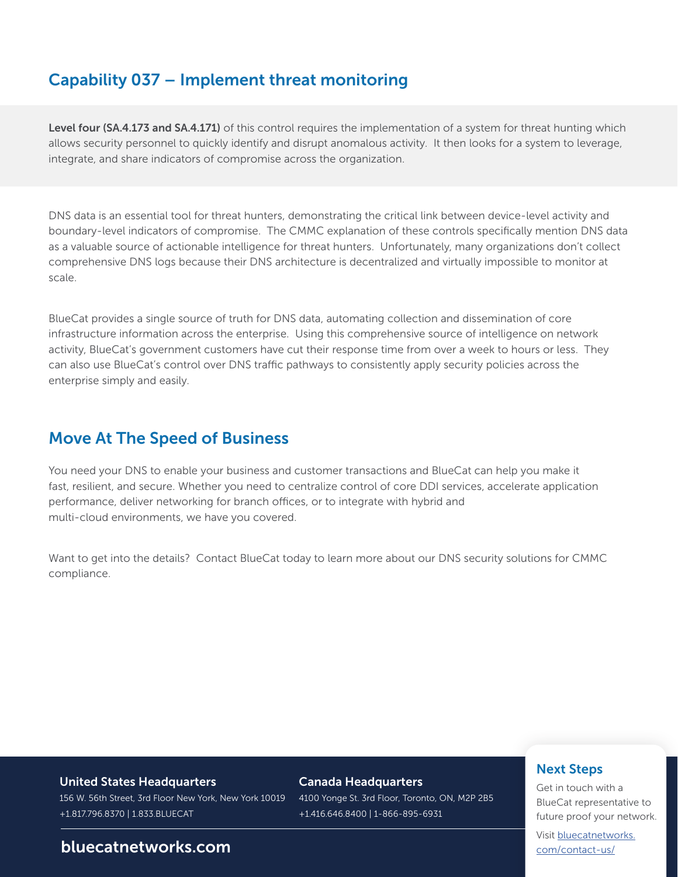## Capability 037 – Implement threat monitoring

**Level four (SA.4.173 and SA.4.171)** of this control requires the implementation of a system for threat hunting which allows security personnel to quickly identify and disrupt anomalous activity. It then looks for a system to leverage, integrate, and share indicators of compromise across the organization.

DNS data is an essential tool for threat hunters, demonstrating the critical link between device-level activity and boundary-level indicators of compromise. The CMMC explanation of these controls specifically mention DNS data as a valuable source of actionable intelligence for threat hunters. Unfortunately, many organizations don't collect comprehensive DNS logs because their DNS architecture is decentralized and virtually impossible to monitor at scale.

BlueCat provides a single source of truth for DNS data, automating collection and dissemination of core infrastructure information across the enterprise. Using this comprehensive source of intelligence on network activity, BlueCat's government customers have cut their response time from over a week to hours or less. They can also use BlueCat's control over DNS traffic pathways to consistently apply security policies across the enterprise simply and easily.

## Move At The Speed of Business

You need your DNS to enable your business and customer transactions and BlueCat can help you make it fast, resilient, and secure. Whether you need to centralize control of core DDI services, accelerate application performance, deliver networking for branch offices, or to integrate with hybrid and multi-cloud environments, we have you covered.

Want to get into the details? Contact BlueCat today to learn more about our DNS security solutions for CMMC compliance.

**United States Headquarters**
156 W. 56th Street, 3rd Floor New York, New York 10019
+1.817.796.8370 | 1.833.BLUECAT

**Canada Headquarters**
4100 Yonge St. 3rd Floor, Toronto, ON, M2P 2B5
+1.416.646.8400 | 1-866-895-6931

**bluecatnetworks.com**

### Next Steps

Get in touch with a BlueCat representative to future proof your network.

Visit bluecatnetworks.com/contact-us/